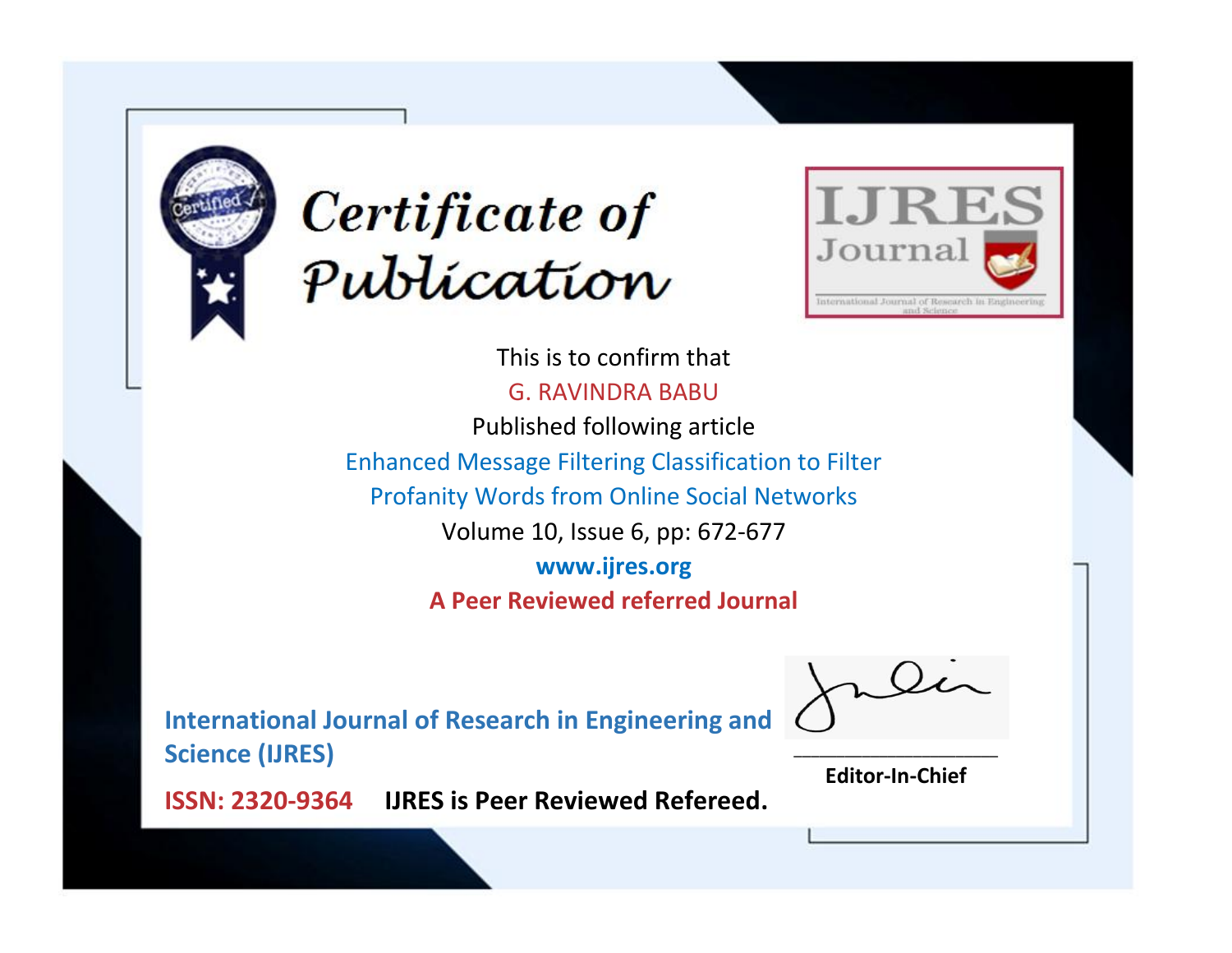# Certificate of Publication

IJRES Journal

International Journal of Research in Engineering and Science

This is to confirm that

G. RAVINDRA BABU

Published following article

Enhanced Message Filtering Classification to Filter Profanity Words from Online Social Networks

Volume 10, Issue 6, pp: 672-677

**www.ijres.org**

**A Peer Reviewed referred Journal**

**International Journal of Research in Engineering and Science (IJRES)**

**ISSN: 2320-9364** **IJRES is Peer Reviewed Refereed.**

**Editor-In-Chief**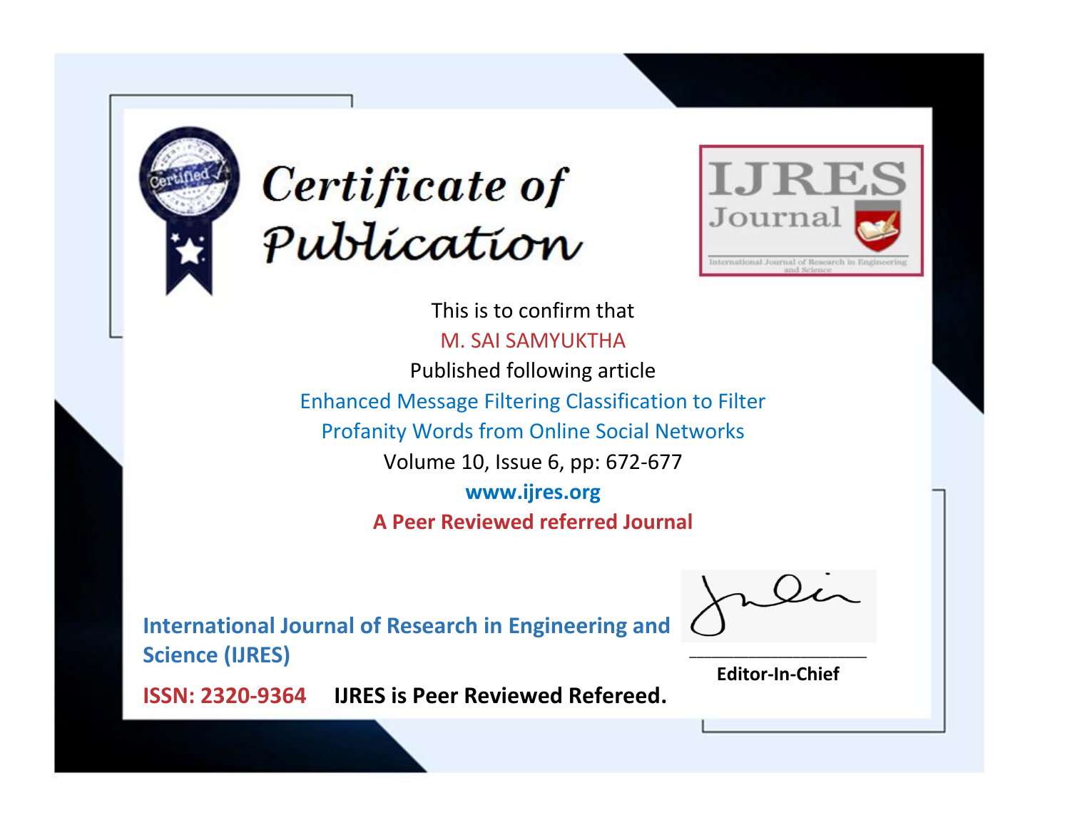# Certificate of Publication

**IJRES Journal**

International Journal of Research in Engineering and Science

This is to confirm that

M. SAI SAMYUKTHA

Published following article

Enhanced Message Filtering Classification to Filter Profanity Words from Online Social Networks

Volume 10, Issue 6, pp: 672-677

**www.ijres.org**

**A Peer Reviewed referred Journal**

**International Journal of Research in Engineering and Science (IJRES)**

**ISSN: 2320-9364** **IJRES is Peer Reviewed Refereed.**

**Editor-In-Chief**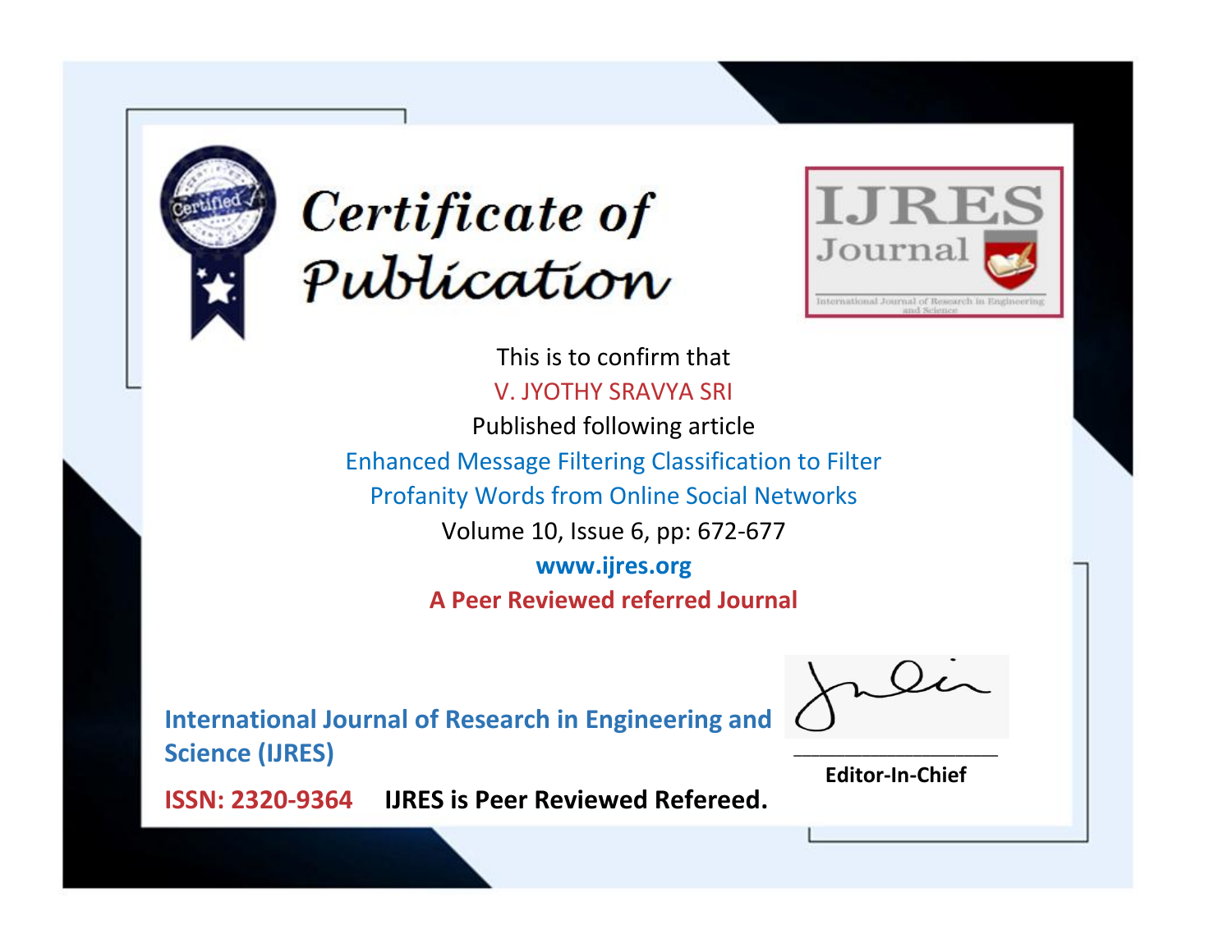# Certificate of Publication

**IJRES Journal**

International Journal of Research in Engineering and Science

This is to confirm that

V. JYOTHY SRAVYA SRI

Published following article

Enhanced Message Filtering Classification to Filter Profanity Words from Online Social Networks

Volume 10, Issue 6, pp: 672-677

**www.ijres.org**

**A Peer Reviewed referred Journal**

**International Journal of Research in Engineering and Science (IJRES)**

**ISSN: 2320-9364** **IJRES is Peer Reviewed Refereed.**

**Editor-In-Chief**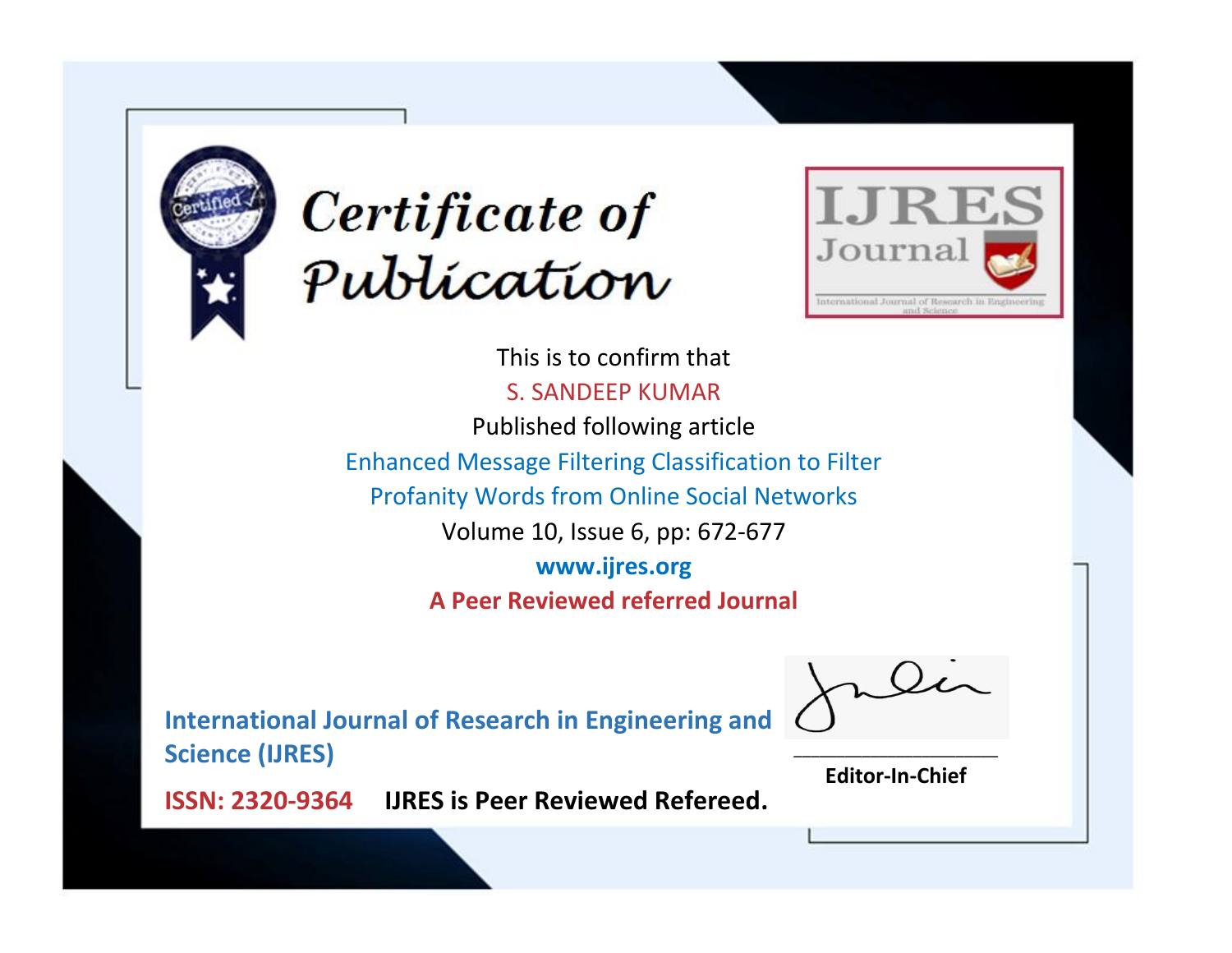# Certificate of Publication

IJRES Journal

International Journal of Research in Engineering and Science

This is to confirm that

S. SANDEEP KUMAR

Published following article

Enhanced Message Filtering Classification to Filter Profanity Words from Online Social Networks

Volume 10, Issue 6, pp: 672-677

**www.ijres.org**

**A Peer Reviewed referred Journal**

**International Journal of Research in Engineering and Science (IJRES)**

**ISSN: 2320-9364** **IJRES is Peer Reviewed Refereed.**

**Editor-In-Chief**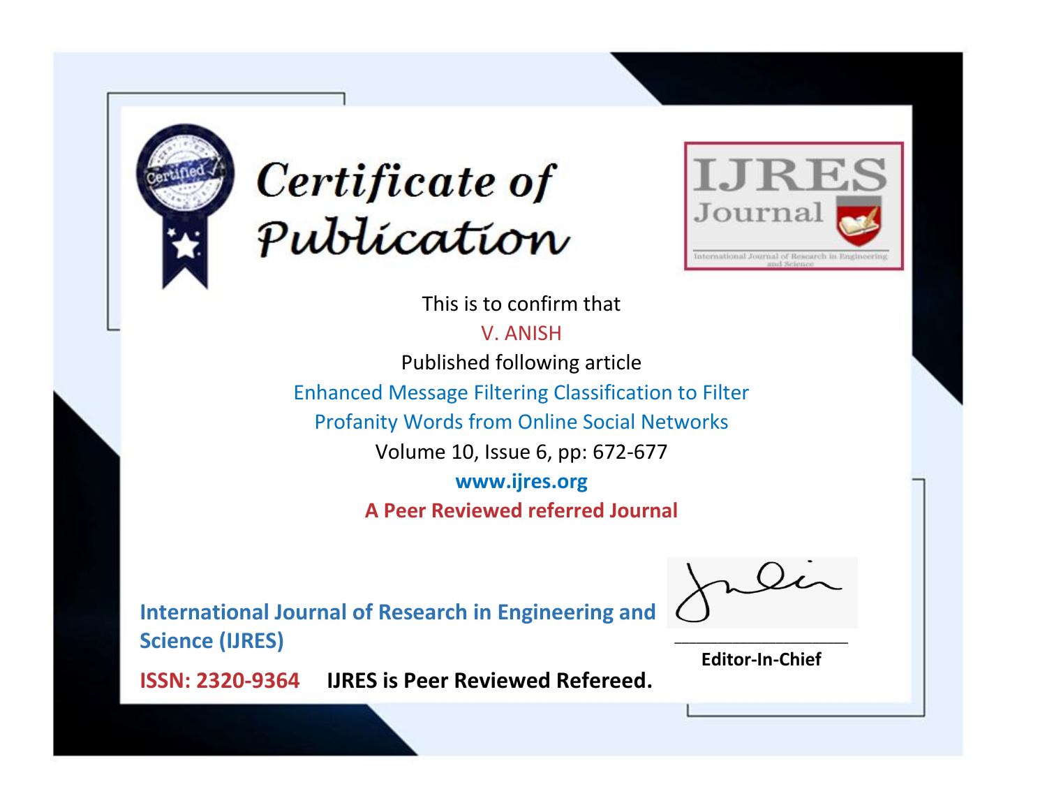# Certificate of Publication

IJRES Journal

International Journal of Research in Engineering and Science

This is to confirm that

V. ANISH

Published following article

Enhanced Message Filtering Classification to Filter Profanity Words from Online Social Networks

Volume 10, Issue 6, pp: 672-677

**www.ijres.org**

**A Peer Reviewed referred Journal**

**International Journal of Research in Engineering and Science (IJRES)**

**ISSN: 2320-9364** **IJRES is Peer Reviewed Refereed.**

**Editor-In-Chief**